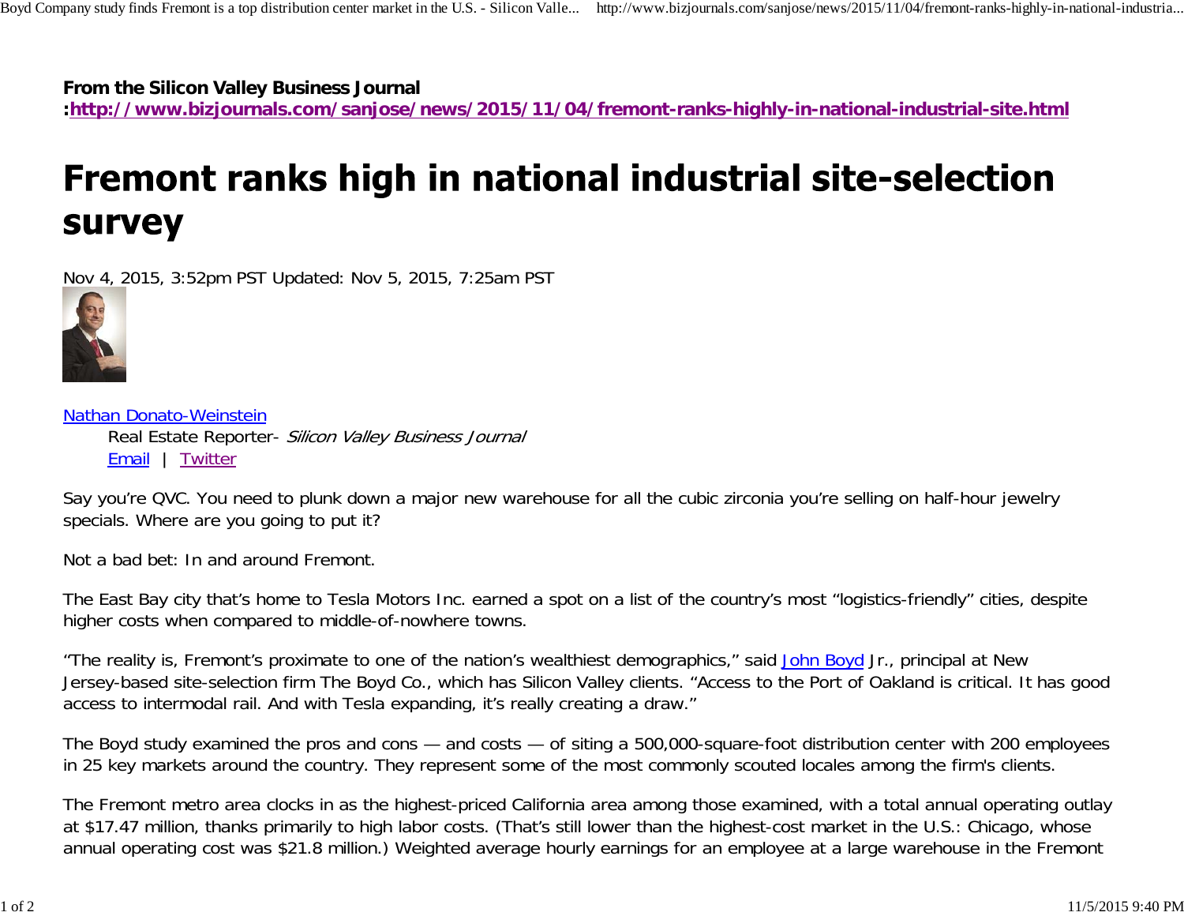**From the Silicon Valley Business Journal**
**:http://www.bizjournals.com/sanjose/news/2015/11/04/fremont-ranks-highly-in-national-industrial-site.html**

# Fremont ranks high in national industrial site-selection survey

Nov 4, 2015, 3:52pm PST Updated: Nov 5, 2015, 7:25am PST

Nathan Donato-Weinstein
Real Estate Reporter- *Silicon Valley Business Journal*
Email | Twitter

Say you're QVC. You need to plunk down a major new warehouse for all the cubic zirconia you're selling on half-hour jewelry specials. Where are you going to put it?

Not a bad bet: In and around Fremont.

The East Bay city that's home to Tesla Motors Inc. earned a spot on a list of the country's most "logistics-friendly" cities, despite higher costs when compared to middle-of-nowhere towns.

"The reality is, Fremont's proximate to one of the nation's wealthiest demographics," said John Boyd Jr., principal at New Jersey-based site-selection firm The Boyd Co., which has Silicon Valley clients. "Access to the Port of Oakland is critical. It has good access to intermodal rail. And with Tesla expanding, it's really creating a draw."

The Boyd study examined the pros and cons — and costs — of siting a 500,000-square-foot distribution center with 200 employees in 25 key markets around the country. They represent some of the most commonly scouted locales among the firm's clients.

The Fremont metro area clocks in as the highest-priced California area among those examined, with a total annual operating outlay at $17.47 million, thanks primarily to high labor costs. (That's still lower than the highest-cost market in the U.S.: Chicago, whose annual operating cost was $21.8 million.) Weighted average hourly earnings for an employee at a large warehouse in the Fremont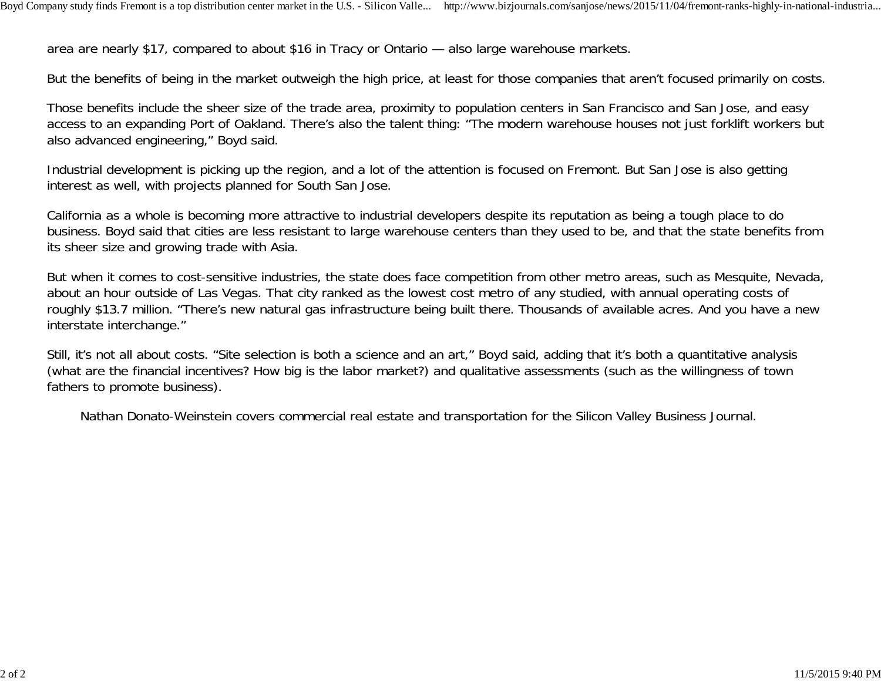area are nearly $17, compared to about $16 in Tracy or Ontario — also large warehouse markets.

But the benefits of being in the market outweigh the high price, at least for those companies that aren't focused primarily on costs.

Those benefits include the sheer size of the trade area, proximity to population centers in San Francisco and San Jose, and easy access to an expanding Port of Oakland. There's also the talent thing: "The modern warehouse houses not just forklift workers but also advanced engineering," Boyd said.

Industrial development is picking up the region, and a lot of the attention is focused on Fremont. But San Jose is also getting interest as well, with projects planned for South San Jose.

California as a whole is becoming more attractive to industrial developers despite its reputation as being a tough place to do business. Boyd said that cities are less resistant to large warehouse centers than they used to be, and that the state benefits from its sheer size and growing trade with Asia.

But when it comes to cost-sensitive industries, the state does face competition from other metro areas, such as Mesquite, Nevada, about an hour outside of Las Vegas. That city ranked as the lowest cost metro of any studied, with annual operating costs of roughly $13.7 million. "There's new natural gas infrastructure being built there. Thousands of available acres. And you have a new interstate interchange."

Still, it's not all about costs. "Site selection is both a science and an art," Boyd said, adding that it's both a quantitative analysis (what are the financial incentives? How big is the labor market?) and qualitative assessments (such as the willingness of town fathers to promote business).

Nathan Donato-Weinstein covers commercial real estate and transportation for the Silicon Valley Business Journal.